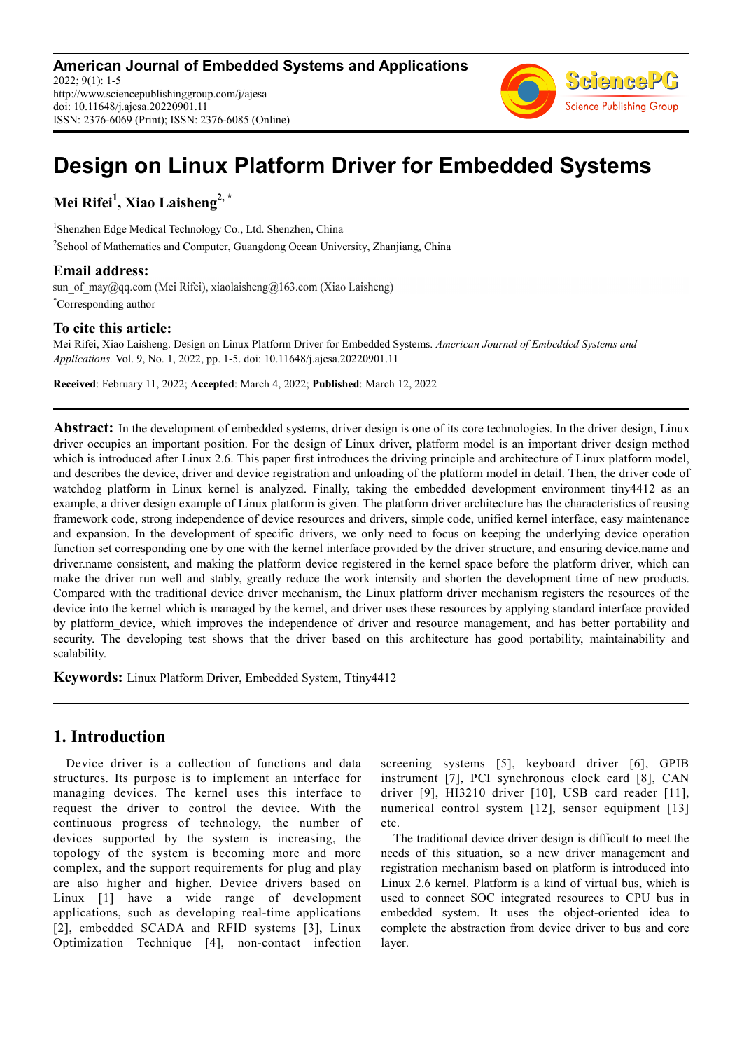# Design on Linux Platform Driver for Embedded Systems

**Mei Rifei[1], Xiao Laisheng[2, *]**

[1]Shenzhen Edge Medical Technology Co., Ltd. Shenzhen, China

[2]School of Mathematics and Computer, Guangdong Ocean University, Zhanjiang, China

## Email address:

sun_of_may@qq.com (Mei Rifei), xiaolaisheng@163.com (Xiao Laisheng)

[*]Corresponding author

## To cite this article:

Mei Rifei, Xiao Laisheng. Design on Linux Platform Driver for Embedded Systems. *American Journal of Embedded Systems and Applications.* Vol. 9, No. 1, 2022, pp. 1-5. doi: 10.11648/j.ajesa.20220901.11

**Received**: February 11, 2022; **Accepted**: March 4, 2022; **Published**: March 12, 2022

---

**Abstract:** In the development of embedded systems, driver design is one of its core technologies. In the driver design, Linux driver occupies an important position. For the design of Linux driver, platform model is an important driver design method which is introduced after Linux 2.6. This paper first introduces the driving principle and architecture of Linux platform model, and describes the device, driver and device registration and unloading of the platform model in detail. Then, the driver code of watchdog platform in Linux kernel is analyzed. Finally, taking the embedded development environment tiny4412 as an example, a driver design example of Linux platform is given. The platform driver architecture has the characteristics of reusing framework code, strong independence of device resources and drivers, simple code, unified kernel interface, easy maintenance and expansion. In the development of specific drivers, we only need to focus on keeping the underlying device operation function set corresponding one by one with the kernel interface provided by the driver structure, and ensuring device.name and driver.name consistent, and making the platform device registered in the kernel space before the platform driver, which can make the driver run well and stably, greatly reduce the work intensity and shorten the development time of new products. Compared with the traditional device driver mechanism, the Linux platform driver mechanism registers the resources of the device into the kernel which is managed by the kernel, and driver uses these resources by applying standard interface provided by platform_device, which improves the independence of driver and resource management, and has better portability and security. The developing test shows that the driver based on this architecture has good portability, maintainability and scalability.

**Keywords:** Linux Platform Driver, Embedded System, Ttiny4412

---

## 1. Introduction

Device driver is a collection of functions and data structures. Its purpose is to implement an interface for managing devices. The kernel uses this interface to request the driver to control the device. With the continuous progress of technology, the number of devices supported by the system is increasing, the topology of the system is becoming more and more complex, and the support requirements for plug and play are also higher and higher. Device drivers based on Linux [1] have a wide range of development applications, such as developing real-time applications [2], embedded SCADA and RFID systems [3], Linux Optimization Technique [4], non-contact infection screening systems [5], keyboard driver [6], GPIB instrument [7], PCI synchronous clock card [8], CAN driver [9], HI3210 driver [10], USB card reader [11], numerical control system [12], sensor equipment [13] etc.

The traditional device driver design is difficult to meet the needs of this situation, so a new driver management and registration mechanism based on platform is introduced into Linux 2.6 kernel. Platform is a kind of virtual bus, which is used to connect SOC integrated resources to CPU bus in embedded system. It uses the object-oriented idea to complete the abstraction from device driver to bus and core layer.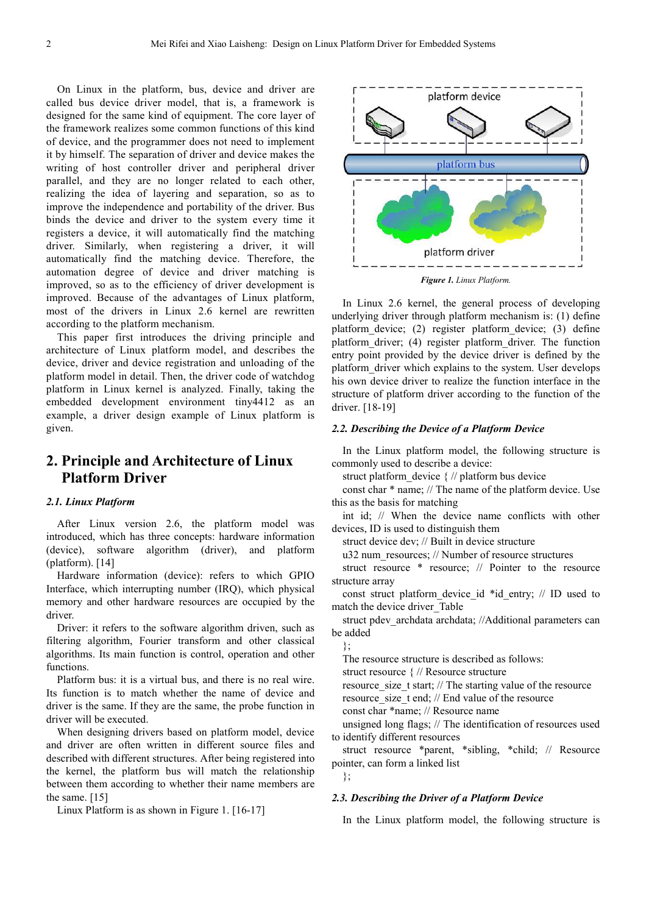On Linux in the platform, bus, device and driver are called bus device driver model, that is, a framework is designed for the same kind of equipment. The core layer of the framework realizes some common functions of this kind of device, and the programmer does not need to implement it by himself. The separation of driver and device makes the writing of host controller driver and peripheral driver parallel, and they are no longer related to each other, realizing the idea of layering and separation, so as to improve the independence and portability of the driver. Bus binds the device and driver to the system every time it registers a device, it will automatically find the matching driver. Similarly, when registering a driver, it will automatically find the matching device. Therefore, the automation degree of device and driver matching is improved, so as to the efficiency of driver development is improved. Because of the advantages of Linux platform, most of the drivers in Linux 2.6 kernel are rewritten according to the platform mechanism.

This paper first introduces the driving principle and architecture of Linux platform model, and describes the device, driver and device registration and unloading of the platform model in detail. Then, the driver code of watchdog platform in Linux kernel is analyzed. Finally, taking the embedded development environment tiny4412 as an example, a driver design example of Linux platform is given.

## 2. Principle and Architecture of Linux Platform Driver

### 2.1. Linux Platform

After Linux version 2.6, the platform model was introduced, which has three concepts: hardware information (device), software algorithm (driver), and platform (platform). [14]

Hardware information (device): refers to which GPIO Interface, which interrupting number (IRQ), which physical memory and other hardware resources are occupied by the driver.

Driver: it refers to the software algorithm driven, such as filtering algorithm, Fourier transform and other classical algorithms. Its main function is control, operation and other functions.

Platform bus: it is a virtual bus, and there is no real wire. Its function is to match whether the name of device and driver is the same. If they are the same, the probe function in driver will be executed.

When designing drivers based on platform model, device and driver are often written in different source files and described with different structures. After being registered into the kernel, the platform bus will match the relationship between them according to whether their name members are the same. [15]

Linux Platform is as shown in Figure 1. [16-17]

*Figure 1. Linux Platform.*

In Linux 2.6 kernel, the general process of developing underlying driver through platform mechanism is: (1) define platform_device; (2) register platform_device; (3) define platform_driver; (4) register platform_driver. The function entry point provided by the device driver is defined by the platform_driver which explains to the system. User develops his own device driver to realize the function interface in the structure of platform driver according to the function of the driver. [18-19]

### 2.2. Describing the Device of a Platform Device

In the Linux platform model, the following structure is commonly used to describe a device:

```
struct platform_device { // platform bus device
const char * name; // The name of the platform device. Use this as the basis for matching
int id; // When the device name conflicts with other devices, ID is used to distinguish them
struct device dev; // Built in device structure
u32 num_resources; // Number of resource structures
struct resource * resource; // Pointer to the resource structure array
const struct platform_device_id *id_entry; // ID used to match the device driver_Table
struct pdev_archdata archdata; //Additional parameters can be added
};
```

The resource structure is described as follows:

```
struct resource { // Resource structure
resource_size_t start; // The starting value of the resource
resource_size_t end; // End value of the resource
const char *name; // Resource name
unsigned long flags; // The identification of resources used to identify different resources
struct resource *parent, *sibling, *child; // Resource pointer, can form a linked list
};
```

### 2.3. Describing the Driver of a Platform Device

In the Linux platform model, the following structure is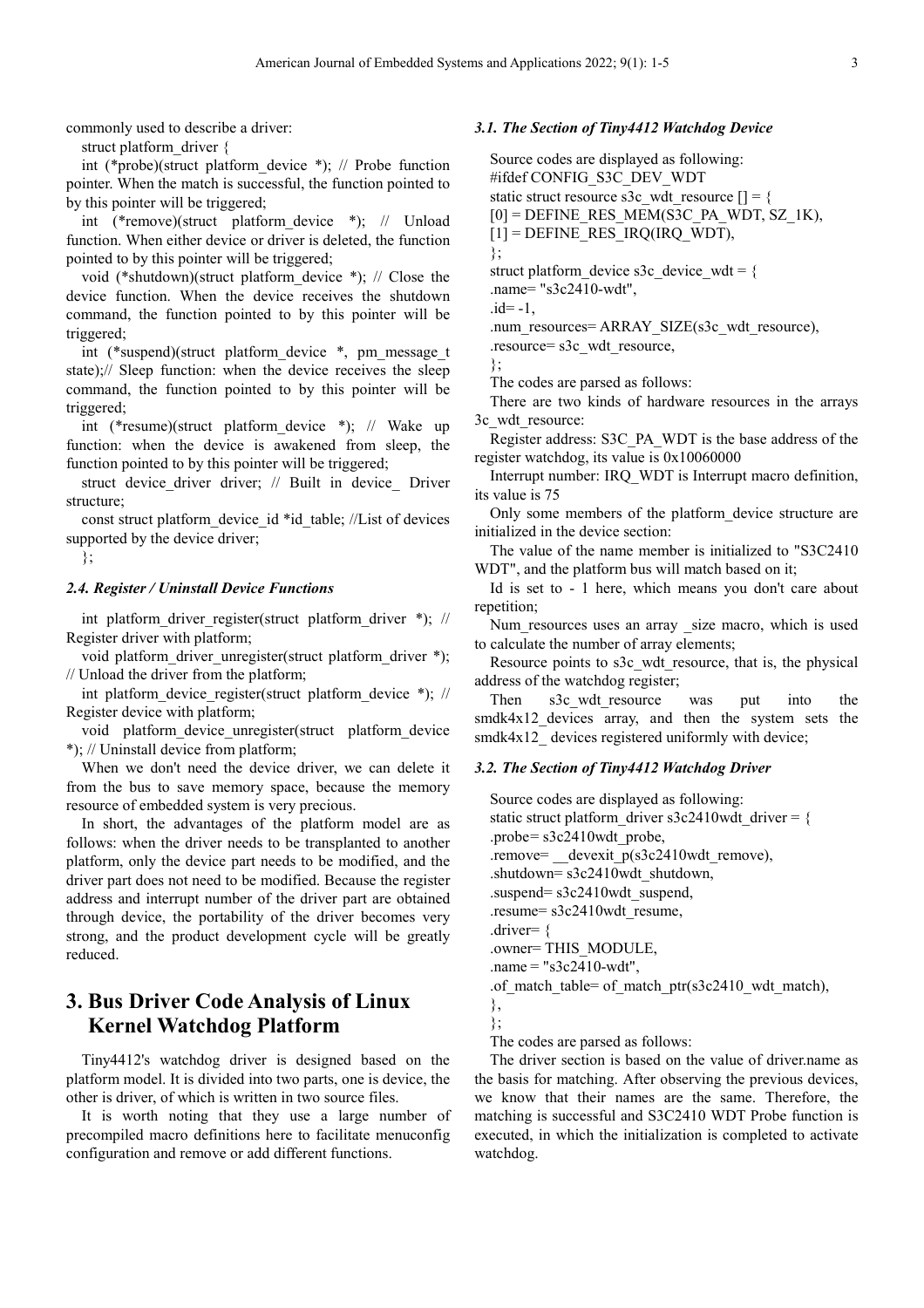commonly used to describe a driver:

```
struct platform_driver {
int (*probe)(struct platform_device *); // Probe function pointer. When the match is successful, the function pointed to by this pointer will be triggered;
int (*remove)(struct platform_device *); // Unload function. When either device or driver is deleted, the function pointed to by this pointer will be triggered;
void (*shutdown)(struct platform_device *); // Close the device function. When the device receives the shutdown command, the function pointed to by this pointer will be triggered;
int (*suspend)(struct platform_device *, pm_message_t state);// Sleep function: when the device receives the sleep command, the function pointed to by this pointer will be triggered;
int (*resume)(struct platform_device *); // Wake up function: when the device is awakened from sleep, the function pointed to by this pointer will be triggered;
struct device_driver driver; // Built in device_ Driver structure;
const struct platform_device_id *id_table; //List of devices supported by the device driver;
};
```

### 2.4. Register / Uninstall Device Functions

```
int platform_driver_register(struct platform_driver *); // Register driver with platform;
void platform_driver_unregister(struct platform_driver *); // Unload the driver from the platform;
int platform_device_register(struct platform_device *); // Register device with platform;
void platform_device_unregister(struct platform_device *); // Uninstall device from platform;
```

When we don't need the device driver, we can delete it from the bus to save memory space, because the memory resource of embedded system is very precious.

In short, the advantages of the platform model are as follows: when the driver needs to be transplanted to another platform, only the device part needs to be modified, and the driver part does not need to be modified. Because the register address and interrupt number of the driver part are obtained through device, the portability of the driver becomes very strong, and the product development cycle will be greatly reduced.

## 3. Bus Driver Code Analysis of Linux Kernel Watchdog Platform

Tiny4412's watchdog driver is designed based on the platform model. It is divided into two parts, one is device, the other is driver, of which is written in two source files.

It is worth noting that they use a large number of precompiled macro definitions here to facilitate menuconfig configuration and remove or add different functions.

### 3.1. The Section of Tiny4412 Watchdog Device

Source codes are displayed as following:

```
#ifdef CONFIG_S3C_DEV_WDT
static struct resource s3c_wdt_resource [] = {
[0] = DEFINE_RES_MEM(S3C_PA_WDT, SZ_1K),
[1] = DEFINE_RES_IRQ(IRQ_WDT),
};
struct platform_device s3c_device_wdt = {
.name= "s3c2410-wdt",
.id= -1,
.num_resources= ARRAY_SIZE(s3c_wdt_resource),
.resource= s3c_wdt_resource,
};
```

The codes are parsed as follows:

There are two kinds of hardware resources in the arrays 3c_wdt_resource:

Register address: S3C_PA_WDT is the base address of the register watchdog, its value is 0x10060000

Interrupt number: IRQ_WDT is Interrupt macro definition, its value is 75

Only some members of the platform_device structure are initialized in the device section:

The value of the name member is initialized to "S3C2410 WDT", and the platform bus will match based on it;

Id is set to - 1 here, which means you don't care about repetition;

Num_resources uses an array _size macro, which is used to calculate the number of array elements;

Resource points to s3c_wdt_resource, that is, the physical address of the watchdog register;

Then s3c_wdt_resource was put into the smdk4x12_devices array, and then the system sets the smdk4x12_ devices registered uniformly with device;

### 3.2. The Section of Tiny4412 Watchdog Driver

Source codes are displayed as following:

```
static struct platform_driver s3c2410wdt_driver = {
.probe= s3c2410wdt_probe,
.remove= __devexit_p(s3c2410wdt_remove),
.shutdown= s3c2410wdt_shutdown,
.suspend= s3c2410wdt_suspend,
.resume= s3c2410wdt_resume,
.driver= {
.owner= THIS_MODULE,
.name = "s3c2410-wdt",
.of_match_table= of_match_ptr(s3c2410_wdt_match),
},
};
```

The codes are parsed as follows:

The driver section is based on the value of driver.name as the basis for matching. After observing the previous devices, we know that their names are the same. Therefore, the matching is successful and S3C2410 WDT Probe function is executed, in which the initialization is completed to activate watchdog.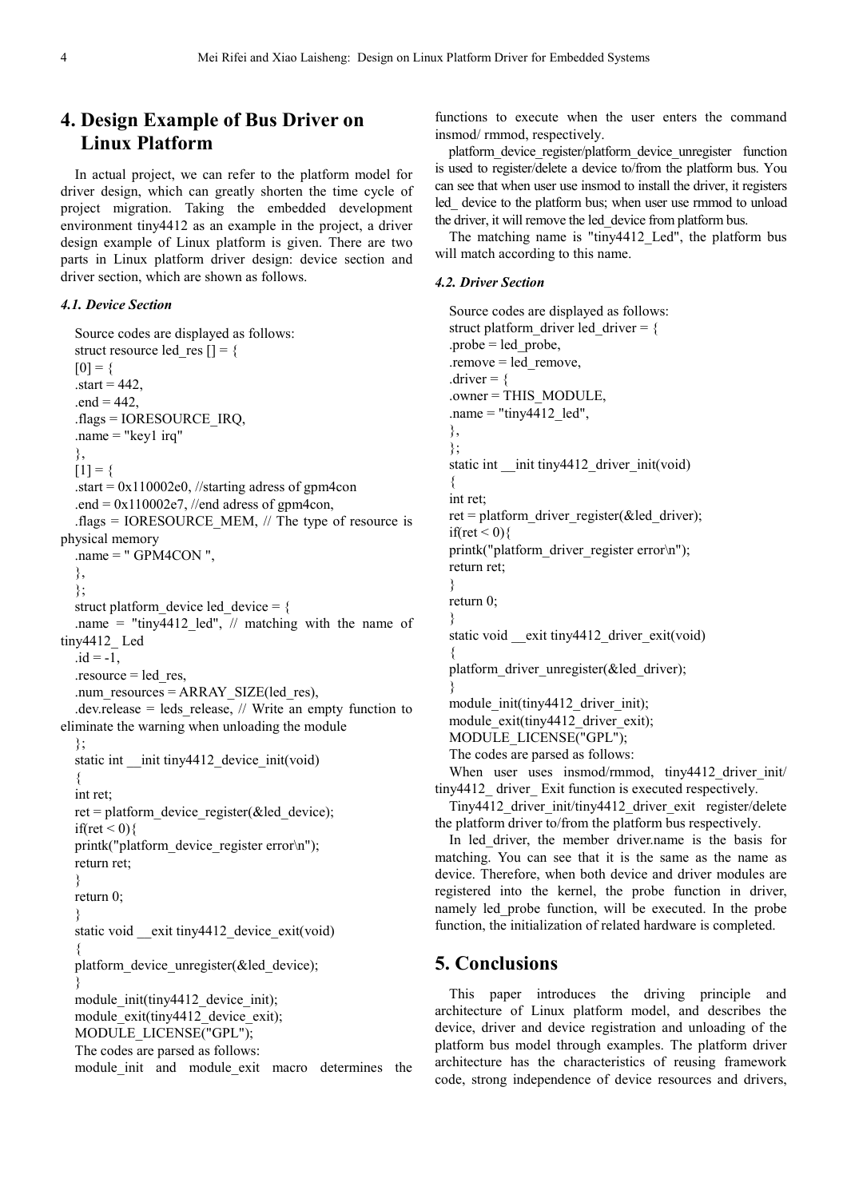## 4. Design Example of Bus Driver on Linux Platform

In actual project, we can refer to the platform model for driver design, which can greatly shorten the time cycle of project migration. Taking the embedded development environment tiny4412 as an example in the project, a driver design example of Linux platform is given. There are two parts in Linux platform driver design: device section and driver section, which are shown as follows.

### *4.1. Device Section*

Source codes are displayed as follows:

```
struct resource led_res [] = {
[0] = {
.start = 442,
.end = 442,
.flags = IORESOURCE_IRQ,
.name = "key1 irq"
},
[1] = {
.start = 0x110002e0, //starting adress of gpm4con
.end = 0x110002e7, //end adress of gpm4con,
.flags = IORESOURCE_MEM, // The type of resource is physical memory
.name = " GPM4CON ",
},
};
struct platform_device led_device = {
.name = "tiny4412_led", // matching with the name of tiny4412_ Led
.id = -1,
.resource = led_res,
.num_resources = ARRAY_SIZE(led_res),
.dev.release = leds_release, // Write an empty function to eliminate the warning when unloading the module
};
static int __init tiny4412_device_init(void)
{
int ret;
ret = platform_device_register(&led_device);
if(ret < 0){
printk("platform_device_register error\n");
return ret;
}
return 0;
}
static void __exit tiny4412_device_exit(void)
{
platform_device_unregister(&led_device);
}
module_init(tiny4412_device_init);
module_exit(tiny4412_device_exit);
MODULE_LICENSE("GPL");
```

The codes are parsed as follows:

module_init and module_exit macro determines the functions to execute when the user enters the command insmod/ rmmod, respectively.

platform_device_register/platform_device_unregister function is used to register/delete a device to/from the platform bus. You can see that when user use insmod to install the driver, it registers led_ device to the platform bus; when user use rmmod to unload the driver, it will remove the led_device from platform bus.

The matching name is "tiny4412_Led", the platform bus will match according to this name.

### *4.2. Driver Section*

Source codes are displayed as follows:

```
struct platform_driver led_driver = {
.probe = led_probe,
.remove = led_remove,
.driver = {
.owner = THIS_MODULE,
.name = "tiny4412_led",
},
};
static int __init tiny4412_driver_init(void)
{
int ret;
ret = platform_driver_register(&led_driver);
if(ret < 0){
printk("platform_driver_register error\n");
return ret;
}
return 0;
}
static void __exit tiny4412_driver_exit(void)
{
platform_driver_unregister(&led_driver);
}
module_init(tiny4412_driver_init);
module_exit(tiny4412_driver_exit);
MODULE_LICENSE("GPL");
```

The codes are parsed as follows:

When user uses insmod/rmmod, tiny4412_driver_init/ tiny4412_ driver_ Exit function is executed respectively.

Tiny4412_driver_init/tiny4412_driver_exit register/delete the platform driver to/from the platform bus respectively.

In led_driver, the member driver.name is the basis for matching. You can see that it is the same as the name as device. Therefore, when both device and driver modules are registered into the kernel, the probe function in driver, namely led_probe function, will be executed. In the probe function, the initialization of related hardware is completed.

## 5. Conclusions

This paper introduces the driving principle and architecture of Linux platform model, and describes the device, driver and device registration and unloading of the platform bus model through examples. The platform driver architecture has the characteristics of reusing framework code, strong independence of device resources and drivers,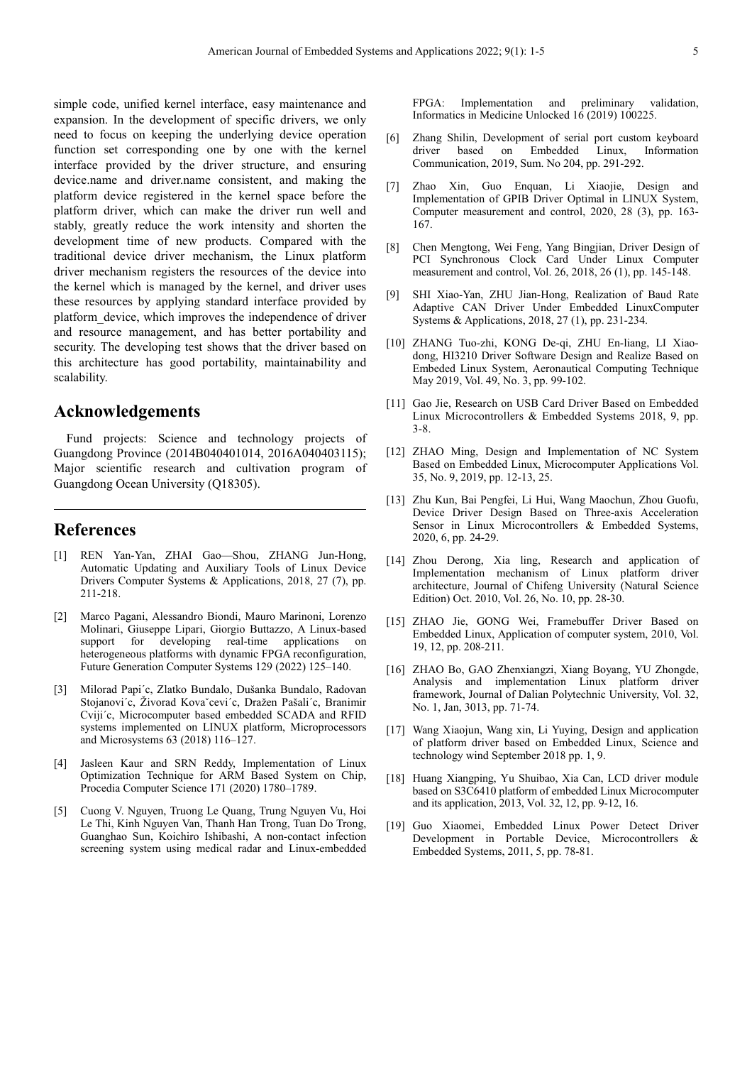simple code, unified kernel interface, easy maintenance and expansion. In the development of specific drivers, we only need to focus on keeping the underlying device operation function set corresponding one by one with the kernel interface provided by the driver structure, and ensuring device.name and driver.name consistent, and making the platform device registered in the kernel space before the platform driver, which can make the driver run well and stably, greatly reduce the work intensity and shorten the development time of new products. Compared with the traditional device driver mechanism, the Linux platform driver mechanism registers the resources of the device into the kernel which is managed by the kernel, and driver uses these resources by applying standard interface provided by platform_device, which improves the independence of driver and resource management, and has better portability and security. The developing test shows that the driver based on this architecture has good portability, maintainability and scalability.

## Acknowledgements

Fund projects: Science and technology projects of Guangdong Province (2014B040401014, 2016A040403115); Major scientific research and cultivation program of Guangdong Ocean University (Q18305).

---

## References

[1] REN Yan-Yan, ZHAI Gao—Shou, ZHANG Jun-Hong, Automatic Updating and Auxiliary Tools of Linux Device Drivers Computer Systems & Applications, 2018, 27 (7), pp. 211-218.

[2] Marco Pagani, Alessandro Biondi, Mauro Marinoni, Lorenzo Molinari, Giuseppe Lipari, Giorgio Buttazzo, A Linux-based support for developing real-time applications on heterogeneous platforms with dynamic FPGA reconfiguration, Future Generation Computer Systems 129 (2022) 125–140.

[3] Milorad Papi´c, Zlatko Bundalo, Dušanka Bundalo, Radovan Stojanovi´c, Živorad Kovaˇcevi´c, Dražen Pašali´c, Branimir Cviji´c, Microcomputer based embedded SCADA and RFID systems implemented on LINUX platform, Microprocessors and Microsystems 63 (2018) 116–127.

[4] Jasleen Kaur and SRN Reddy, Implementation of Linux Optimization Technique for ARM Based System on Chip, Procedia Computer Science 171 (2020) 1780–1789.

[5] Cuong V. Nguyen, Truong Le Quang, Trung Nguyen Vu, Hoi Le Thi, Kinh Nguyen Van, Thanh Han Trong, Tuan Do Trong, Guanghao Sun, Koichiro Ishibashi, A non-contact infection screening system using medical radar and Linux-embedded FPGA: Implementation and preliminary validation, Informatics in Medicine Unlocked 16 (2019) 100225.

[6] Zhang Shilin, Development of serial port custom keyboard driver based on Embedded Linux, Information Communication, 2019, Sum. No 204, pp. 291-292.

[7] Zhao Xin, Guo Enquan, Li Xiaojie, Design and Implementation of GPIB Driver Optimal in LINUX System, Computer measurement and control, 2020, 28 (3), pp. 163-167.

[8] Chen Mengtong, Wei Feng, Yang Bingjian, Driver Design of PCI Synchronous Clock Card Under Linux Computer measurement and control, Vol. 26, 2018, 26 (1), pp. 145-148.

[9] SHI Xiao-Yan, ZHU Jian-Hong, Realization of Baud Rate Adaptive CAN Driver Under Embedded LinuxComputer Systems & Applications, 2018, 27 (1), pp. 231-234.

[10] ZHANG Tuo-zhi, KONG De-qi, ZHU En-liang, LI Xiao-dong, HI3210 Driver Software Design and Realize Based on Embeded Linux System, Aeronautical Computing Technique May 2019, Vol. 49, No. 3, pp. 99-102.

[11] Gao Jie, Research on USB Card Driver Based on Embedded Linux Microcontrollers & Embedded Systems 2018, 9, pp. 3-8.

[12] ZHAO Ming, Design and Implementation of NC System Based on Embedded Linux, Microcomputer Applications Vol. 35, No. 9, 2019, pp. 12-13, 25.

[13] Zhu Kun, Bai Pengfei, Li Hui, Wang Maochun, Zhou Guofu, Device Driver Design Based on Three-axis Acceleration Sensor in Linux Microcontrollers & Embedded Systems, 2020, 6, pp. 24-29.

[14] Zhou Derong, Xia ling, Research and application of Implementation mechanism of Linux platform driver architecture, Journal of Chifeng University (Natural Science Edition) Oct. 2010, Vol. 26, No. 10, pp. 28-30.

[15] ZHAO Jie, GONG Wei, Framebuffer Driver Based on Embedded Linux, Application of computer system, 2010, Vol. 19, 12, pp. 208-211.

[16] ZHAO Bo, GAO Zhenxiangzi, Xiang Boyang, YU Zhongde, Analysis and implementation Linux platform driver framework, Journal of Dalian Polytechnic University, Vol. 32, No. 1, Jan, 3013, pp. 71-74.

[17] Wang Xiaojun, Wang xin, Li Yuying, Design and application of platform driver based on Embedded Linux, Science and technology wind September 2018 pp. 1, 9.

[18] Huang Xiangping, Yu Shuibao, Xia Can, LCD driver module based on S3C6410 platform of embedded Linux Microcomputer and its application, 2013, Vol. 32, 12, pp. 9-12, 16.

[19] Guo Xiaomei, Embedded Linux Power Detect Driver Development in Portable Device, Microcontrollers & Embedded Systems, 2011, 5, pp. 78-81.